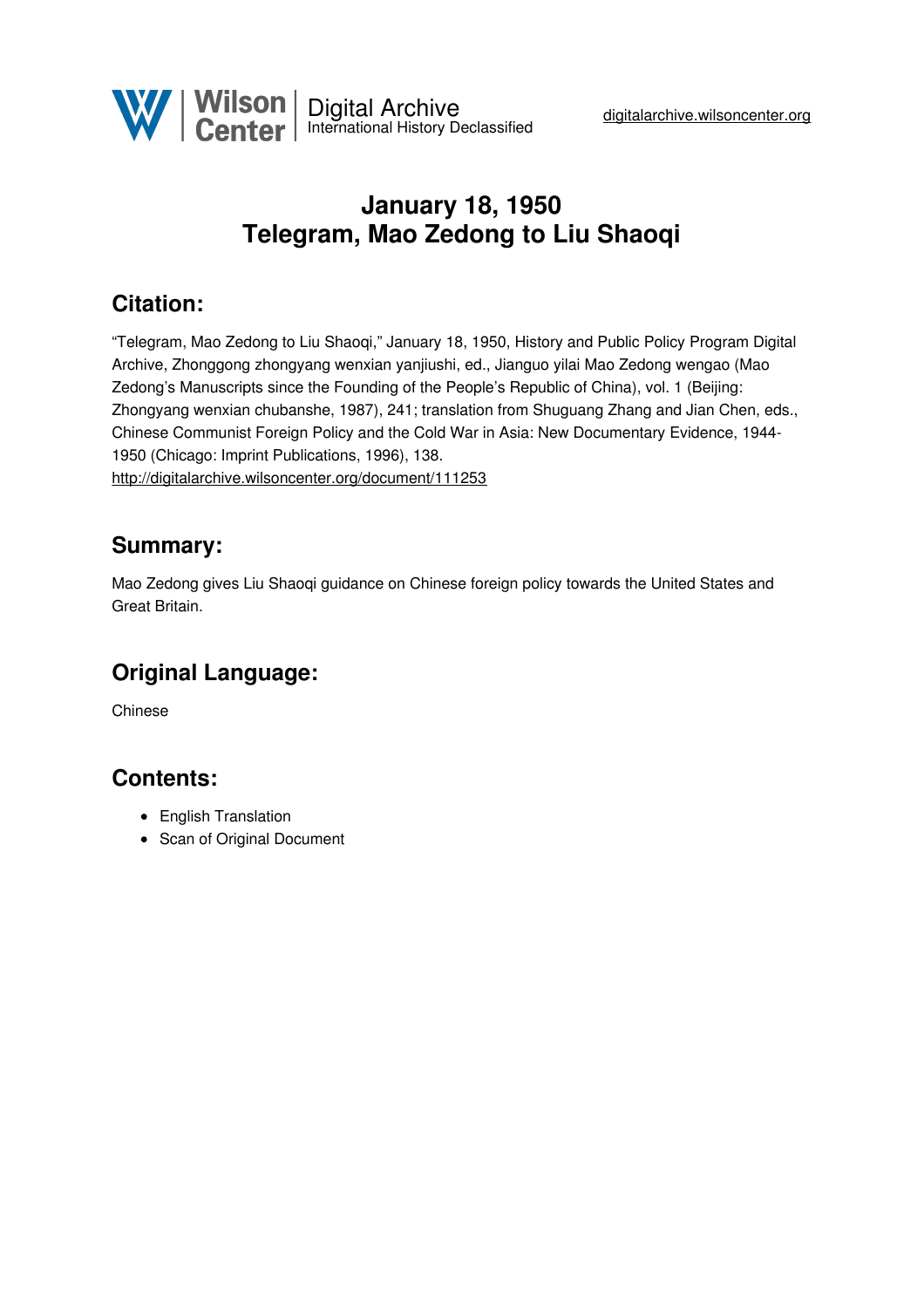# January 18, 1950
# Telegram, Mao Zedong to Liu Shaoqi

## Citation:

"Telegram, Mao Zedong to Liu Shaoqi," January 18, 1950, History and Public Policy Program Digital Archive, Zhonggong zhongyang wenxian yanjiushi, ed., Jianguo yilai Mao Zedong wengao (Mao Zedong's Manuscripts since the Founding of the People's Republic of China), vol. 1 (Beijing: Zhongyang wenxian chubanshe, 1987), 241; translation from Shuguang Zhang and Jian Chen, eds., Chinese Communist Foreign Policy and the Cold War in Asia: New Documentary Evidence, 1944-1950 (Chicago: Imprint Publications, 1996), 138.
http://digitalarchive.wilsoncenter.org/document/111253

## Summary:

Mao Zedong gives Liu Shaoqi guidance on Chinese foreign policy towards the United States and Great Britain.

## Original Language:

Chinese

## Contents:

- English Translation
- Scan of Original Document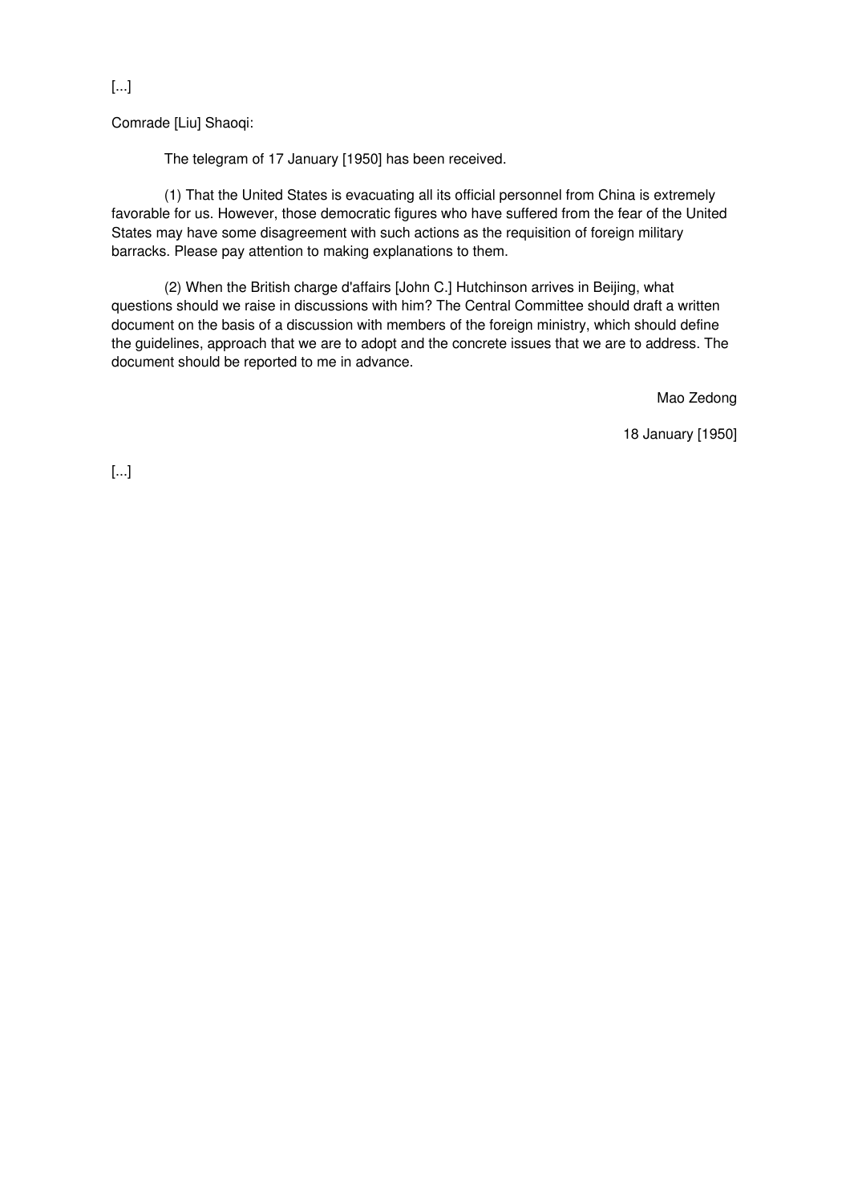[...]

Comrade [Liu] Shaoqi:

The telegram of 17 January [1950] has been received.

(1) That the United States is evacuating all its official personnel from China is extremely favorable for us. However, those democratic figures who have suffered from the fear of the United States may have some disagreement with such actions as the requisition of foreign military barracks. Please pay attention to making explanations to them.

(2) When the British charge d'affairs [John C.] Hutchinson arrives in Beijing, what questions should we raise in discussions with him? The Central Committee should draft a written document on the basis of a discussion with members of the foreign ministry, which should define the guidelines, approach that we are to adopt and the concrete issues that we are to address. The document should be reported to me in advance.

Mao Zedong

18 January [1950]

[...]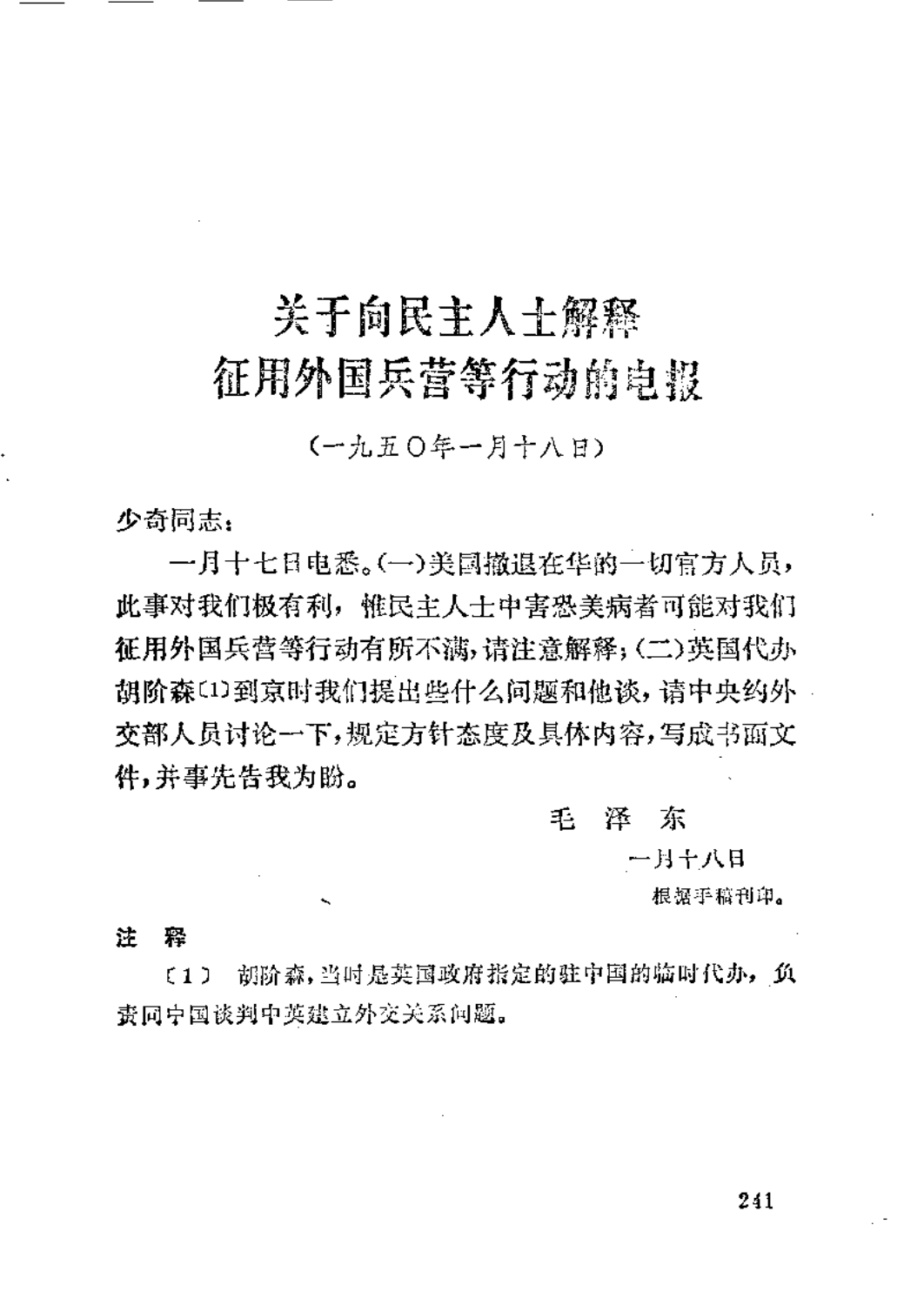# 关于向民主人士解释征用外国兵营等行动的电报

（一九五〇年一月十八日）

少奇同志：

一月十七日电悉。（一）美国撤退在华的一切官方人员，此事对我们极有利，惟民主人士中害恐美病者可能对我们征用外国兵营等行动有所不满，请注意解释；（二）英国代办胡阶森[1]到京时我们提出些什么问题和他谈，请中央约外交部人员讨论一下，规定方针态度及具体内容，写成书面文件，并事先告我为盼。

毛　泽　东

一月十八日

根据手稿刊印。

**注　释**

〔1〕　胡阶森，当时是英国政府指定的驻中国的临时代办，负责同中国谈判中英建立外交关系问题。